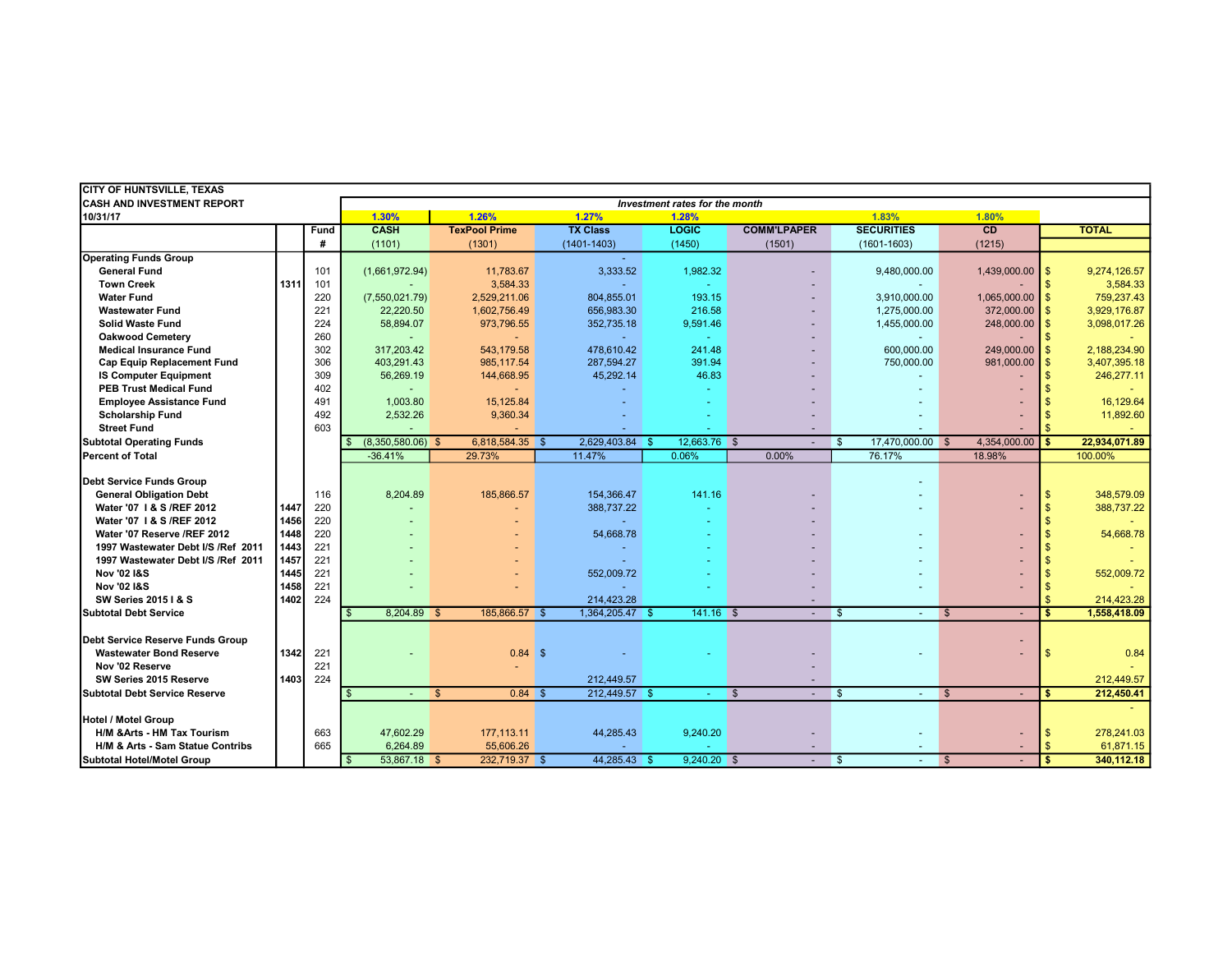**CITY OF HUNTSVILLE, TEXAS**
**CASH AND INVESTMENT REPORT**
**10/31/17**

*Investment rates for the month*

| | | Fund | CASH | TexPool Prime | TX Class | LOGIC | COMM'LPAPER | SECURITIES | CD | TOTAL |
|---|---|---|---|---|---|---|---|---|---|---|
| | | | 1.30% | 1.26% | 1.27% | 1.28% | | 1.83% | 1.80% | |
| | | # | (1101) | (1301) | (1401-1403) | (1450) | (1501) | (1601-1603) | (1215) | |
| **Operating Funds Group** | | | | | - | | | | | |
| **General Fund** | | 101 | (1,661,972.94) | 11,783.67 | 3,333.52 | 1,982.32 | - | 9,480,000.00 | 1,439,000.00 | $ 9,274,126.57 |
| **Town Creek** | 1311 | 101 | - | 3,584.33 | - | - | - | - | - | $ 3,584.33 |
| **Water Fund** | | 220 | (7,550,021.79) | 2,529,211.06 | 804,855.01 | 193.15 | - | 3,910,000.00 | 1,065,000.00 | $ 759,237.43 |
| **Wastewater Fund** | | 221 | 22,220.50 | 1,602,756.49 | 656,983.30 | 216.58 | - | 1,275,000.00 | 372,000.00 | $ 3,929,176.87 |
| **Solid Waste Fund** | | 224 | 58,894.07 | 973,796.55 | 352,735.18 | 9,591.46 | - | 1,455,000.00 | 248,000.00 | $ 3,098,017.26 |
| **Oakwood Cemetery** | | 260 | - | - | - | - | - | - | - | $ - |
| **Medical Insurance Fund** | | 302 | 317,203.42 | 543,179.58 | 478,610.42 | 241.48 | - | 600,000.00 | 249,000.00 | $ 2,188,234.90 |
| **Cap Equip Replacement Fund** | | 306 | 403,291.43 | 985,117.54 | 287,594.27 | 391.94 | - | 750,000.00 | 981,000.00 | $ 3,407,395.18 |
| **IS Computer Equipment** | | 309 | 56,269.19 | 144,668.95 | 45,292.14 | 46.83 | - | - | - | $ 246,277.11 |
| **PEB Trust Medical Fund** | | 402 | - | - | - | - | - | - | - | $ - |
| **Employee Assistance Fund** | | 491 | 1,003.80 | 15,125.84 | - | - | - | - | - | $ 16,129.64 |
| **Scholarship Fund** | | 492 | 2,532.26 | 9,360.34 | - | - | - | - | - | $ 11,892.60 |
| **Street Fund** | | 603 | - | - | - | - | - | - | - | $ - |
| **Subtotal Operating Funds** | | | $ (8,350,580.06) | $ 6,818,584.35 | $ 2,629,403.84 | $ 12,663.76 | $ - | $ 17,470,000.00 | $ 4,354,000.00 | **$ 22,934,071.89** |
| **Percent of Total** | | | -36.41% | 29.73% | 11.47% | 0.06% | 0.00% | 76.17% | 18.98% | 100.00% |
| | | | | | | | | | | |
| **Debt Service Funds Group** | | | | | | | | - | | |
| **General Obligation Debt** | | 116 | 8,204.89 | 185,866.57 | 154,366.47 | 141.16 | - | - | - | $ 348,579.09 |
| **Water '07 I & S /REF 2012** | 1447 | 220 | - | - | 388,737.22 | - | - | - | - | $ 388,737.22 |
| **Water '07 I & S /REF 2012** | 1456 | 220 | - | - | - | - | - | | | $ - |
| **Water '07 Reserve /REF 2012** | 1448 | 220 | - | - | 54,668.78 | - | - | - | - | $ 54,668.78 |
| **1997 Wastewater Debt I/S /Ref 2011** | 1443 | 221 | - | - | - | - | - | - | - | $ - |
| **1997 Wastewater Debt I/S /Ref 2011** | 1457 | 221 | - | - | - | - | - | | - | $ - |
| **Nov '02 I&S** | 1445 | 221 | - | - | 552,009.72 | - | - | - | - | $ 552,009.72 |
| **Nov '02 I&S** | 1458 | 221 | - | - | - | - | - | - | - | $ - |
| **SW Series 2015 I & S** | 1402 | 224 | | | 214,423.28 | | - | | | $ 214,423.28 |
| **Subtotal Debt Service** | | | $ 8,204.89 | $ 185,866.57 | $ 1,364,205.47 | $ 141.16 | $ - | $ - | $ - | **$ 1,558,418.09** |
| | | | | | | | | | | |
| **Debt Service Reserve Funds Group** | | | | | | | | | - | |
| **Wastewater Bond Reserve** | 1342 | 221 | - | 0.84 | $ - | - | - | - | - | $ 0.84 |
| **Nov '02 Reserve** | | 221 | | - | | | - | | | - |
| **SW Series 2015 Reserve** | 1403 | 224 | | | 212,449.57 | | - | | | 212,449.57 |
| **Subtotal Debt Service Reserve** | | | $ - | $ 0.84 | $ 212,449.57 | $ - | $ - | $ - | $ - | **$ 212,450.41** |
| | | | | | | | | | | - |
| **Hotel / Motel Group** | | | | | | | | | | |
| **H/M &Arts - HM Tax Tourism** | | 663 | 47,602.29 | 177,113.11 | 44,285.43 | 9,240.20 | - | - | - | $ 278,241.03 |
| **H/M & Arts - Sam Statue Contribs** | | 665 | 6,264.89 | 55,606.26 | - | - | - | - | - | $ 61,871.15 |
| **Subtotal Hotel/Motel Group** | | | $ 53,867.18 | $ 232,719.37 | $ 44,285.43 | $ 9,240.20 | $ - | $ - | $ - | **$ 340,112.18** |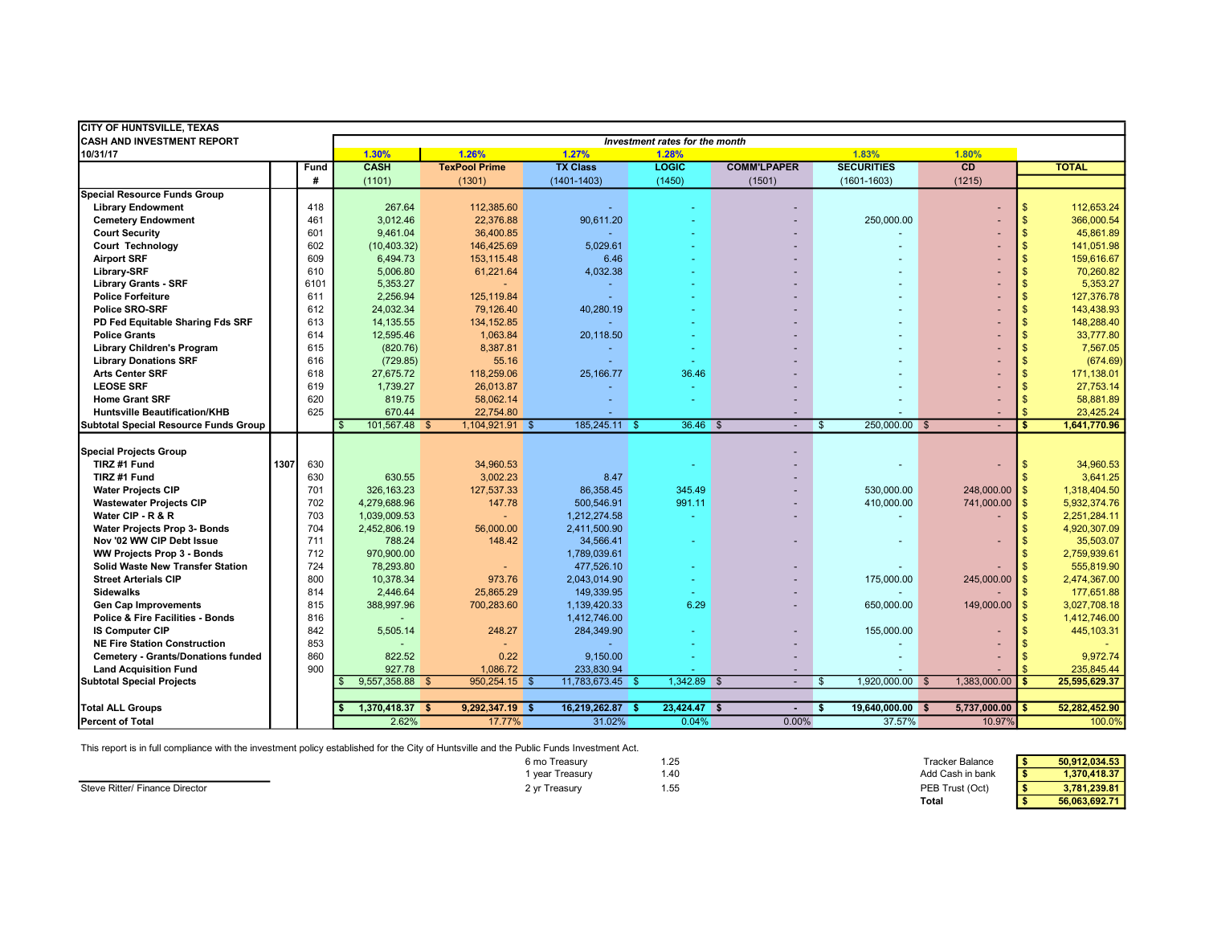| CITY OF HUNTSVILLE, TEXAS | | | | | | | | | | |
|---|---|---|---|---|---|---|---|---|---|---|
| CASH AND INVESTMENT REPORT | | | *Investment rates for the month* | | | | | | | |
| 10/31/17 | | | 1.30% | 1.26% | 1.27% | 1.28% | | 1.83% | 1.80% | |
| | | Fund | CASH | TexPool Prime | TX Class | LOGIC | COMM'LPAPER | SECURITIES | CD | TOTAL |
| | | # | (1101) | (1301) | (1401-1403) | (1450) | (1501) | (1601-1603) | (1215) | |
| **Special Resource Funds Group** | | | | | | | | | | |
| Library Endowment | | 418 | 267.64 | 112,385.60 | - | - | - | | - | $ 112,653.24 |
| Cemetery Endowment | | 461 | 3,012.46 | 22,376.88 | 90,611.20 | - | - | 250,000.00 | - | $ 366,000.54 |
| Court Security | | 601 | 9,461.04 | 36,400.85 | - | - | - | - | - | $ 45,861.89 |
| Court Technology | | 602 | (10,403.32) | 146,425.69 | 5,029.61 | - | - | - | - | $ 141,051.98 |
| Airport SRF | | 609 | 6,494.73 | 153,115.48 | 6.46 | - | - | - | - | $ 159,616.67 |
| Library-SRF | | 610 | 5,006.80 | 61,221.64 | 4,032.38 | - | - | - | - | $ 70,260.82 |
| Library Grants - SRF | | 6101 | 5,353.27 | - | - | - | - | - | - | $ 5,353.27 |
| Police Forfeiture | | 611 | 2,256.94 | 125,119.84 | - | - | - | - | - | $ 127,376.78 |
| Police SRO-SRF | | 612 | 24,032.34 | 79,126.40 | 40,280.19 | - | - | - | - | $ 143,438.93 |
| PD Fed Equitable Sharing Fds SRF | | 613 | 14,135.55 | 134,152.85 | - | - | - | - | - | $ 148,288.40 |
| Police Grants | | 614 | 12,595.46 | 1,063.84 | 20,118.50 | - | - | - | - | $ 33,777.80 |
| Library Children's Program | | 615 | (820.76) | 8,387.81 | - | - | - | - | - | $ 7,567.05 |
| Library Donations SRF | | 616 | (729.85) | 55.16 | - | - | - | - | - | $ (674.69) |
| Arts Center SRF | | 618 | 27,675.72 | 118,259.06 | 25,166.77 | 36.46 | - | - | - | $ 171,138.01 |
| LEOSE SRF | | 619 | 1,739.27 | 26,013.87 | - | - | - | - | - | $ 27,753.14 |
| Home Grant SRF | | 620 | 819.75 | 58,062.14 | - | - | - | - | - | $ 58,881.89 |
| Huntsville Beautification/KHB | | 625 | 670.44 | 22,754.80 | - | | - | - | - | $ 23,425.24 |
| **Subtotal Special Resource Funds Group** | | | $ 101,567.48 | $ 1,104,921.91 | $ 185,245.11 | $ 36.46 | $ - | $ 250,000.00 | $ - | **$ 1,641,770.96** |
| | | | | | | | | | | |
| **Special Projects Group** | | | | | | | - | | | |
| TIRZ #1 Fund | 1307 | 630 | | 34,960.53 | | - | - | - | - | $ 34,960.53 |
| TIRZ #1 Fund | | 630 | 630.55 | 3,002.23 | 8.47 | | - | | | $ 3,641.25 |
| Water Projects CIP | | 701 | 326,163.23 | 127,537.33 | 86,358.45 | 345.49 | - | 530,000.00 | 248,000.00 | $ 1,318,404.50 |
| Wastewater Projects CIP | | 702 | 4,279,688.96 | 147.78 | 500,546.91 | 991.11 | - | 410,000.00 | 741,000.00 | $ 5,932,374.76 |
| Water CIP - R & R | | 703 | 1,039,009.53 | - | 1,212,274.58 | - | - | - | - | $ 2,251,284.11 |
| Water Projects Prop 3- Bonds | | 704 | 2,452,806.19 | 56,000.00 | 2,411,500.90 | | | | | $ 4,920,307.09 |
| Nov '02 WW CIP Debt Issue | | 711 | 788.24 | 148.42 | 34,566.41 | - | - | - | - | $ 35,503.07 |
| WW Projects Prop 3 - Bonds | | 712 | 970,900.00 | | 1,789,039.61 | | | | | $ 2,759,939.61 |
| Solid Waste New Transfer Station | | 724 | 78,293.80 | - | 477,526.10 | - | - | - | - | $ 555,819.90 |
| Street Arterials CIP | | 800 | 10,378.34 | 973.76 | 2,043,014.90 | - | - | 175,000.00 | 245,000.00 | $ 2,474,367.00 |
| Sidewalks | | 814 | 2,446.64 | 25,865.29 | 149,339.95 | - | - | - | - | $ 177,651.88 |
| Gen Cap Improvements | | 815 | 388,997.96 | 700,283.60 | 1,139,420.33 | 6.29 | - | 650,000.00 | 149,000.00 | $ 3,027,708.18 |
| Police & Fire Facilities - Bonds | | 816 | - | | 1,412,746.00 | | | | | $ 1,412,746.00 |
| IS Computer CIP | | 842 | 5,505.14 | 248.27 | 284,349.90 | - | - | 155,000.00 | - | $ 445,103.31 |
| NE Fire Station Construction | | 853 | - | - | - | - | - | - | - | $ - |
| Cemetery - Grants/Donations funded | | 860 | 822.52 | 0.22 | 9,150.00 | - | - | - | - | $ 9,972.74 |
| Land Acquisition Fund | | 900 | 927.78 | 1,086.72 | 233,830.94 | - | - | - | - | $ 235,845.44 |
| **Subtotal Special Projects** | | | $ 9,557,358.88 | $ 950,254.15 | $ 11,783,673.45 | $ 1,342.89 | $ - | $ 1,920,000.00 | $ 1,383,000.00 | **$ 25,595,629.37** |
| | | | | | | | | | | |
| **Total ALL Groups** | | | **$ 1,370,418.37** | **$ 9,292,347.19** | **$ 16,219,262.87** | **$ 23,424.47** | **$ -** | **$ 19,640,000.00** | **$ 5,737,000.00** | **$ 52,282,452.90** |
| **Percent of Total** | | | 2.62% | 17.77% | 31.02% | 0.04% | 0.00% | 37.57% | 10.97% | 100.0% |

This report is in full compliance with the investment policy established for the City of Huntsville and the Public Funds Investment Act.

| | |
|---|---|
| 6 mo Treasury | 1.25 |
| 1 year Treasury | 1.40 |
| 2 yr Treasury | 1.55 |

| | |
|---|---|
| Tracker Balance | $ 50,912,034.53 |
| Add Cash in bank | $ 1,370,418.37 |
| PEB Trust (Oct) | $ 3,781,239.81 |
| Total | $ 56,063,692.71 |

Steve Ritter/ Finance Director